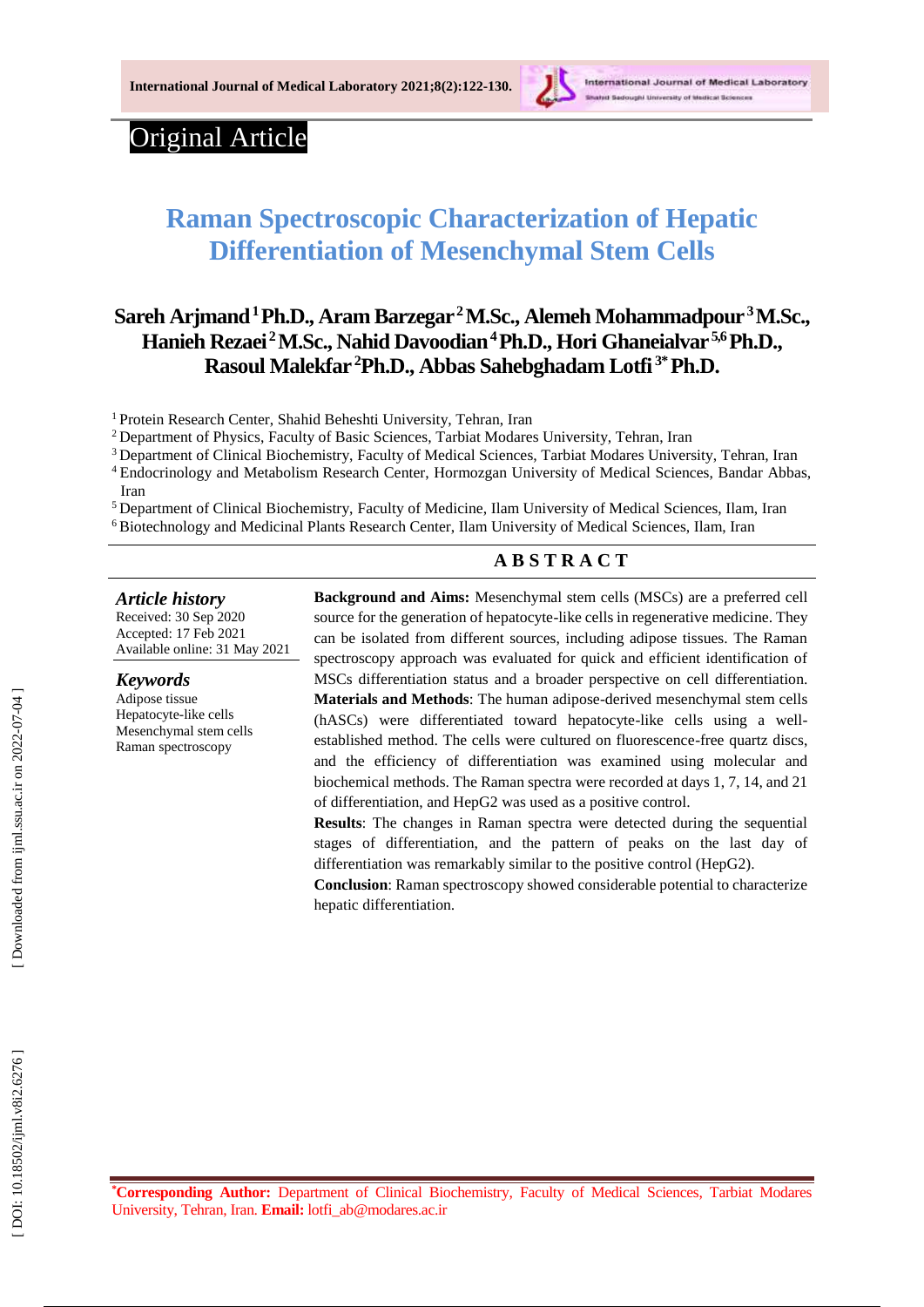# Original Article

# Raman Spectroscopic Characterization of Hepatic Differentiation of Mesenchymal Stem Cells

**Sareh Arjmand[1] Ph.D., Aram Barzegar[2] M.Sc., Alemeh Mohammadpour[3] M.Sc., Hanieh Rezaei[2] M.Sc., Nahid Davoodian[4] Ph.D., Hori Ghaneialvar[5,6] Ph.D., Rasoul Malekfar[2] Ph.D., Abbas Sahebghadam Lotfi[3*] Ph.D.**

[1] Protein Research Center, Shahid Beheshti University, Tehran, Iran
[2] Department of Physics, Faculty of Basic Sciences, Tarbiat Modares University, Tehran, Iran
[3] Department of Clinical Biochemistry, Faculty of Medical Sciences, Tarbiat Modares University, Tehran, Iran
[4] Endocrinology and Metabolism Research Center, Hormozgan University of Medical Sciences, Bandar Abbas, Iran
[5] Department of Clinical Biochemistry, Faculty of Medicine, Ilam University of Medical Sciences, Ilam, Iran
[6] Biotechnology and Medicinal Plants Research Center, Ilam University of Medical Sciences, Ilam, Iran

## ABSTRACT

***Article history***
Received: 30 Sep 2020
Accepted: 17 Feb 2021
Available online: 31 May 2021

***Keywords***
Adipose tissue
Hepatocyte-like cells
Mesenchymal stem cells
Raman spectroscopy

**Background and Aims:** Mesenchymal stem cells (MSCs) are a preferred cell source for the generation of hepatocyte-like cells in regenerative medicine. They can be isolated from different sources, including adipose tissues. The Raman spectroscopy approach was evaluated for quick and efficient identification of MSCs differentiation status and a broader perspective on cell differentiation.

**Materials and Methods**: The human adipose-derived mesenchymal stem cells (hASCs) were differentiated toward hepatocyte-like cells using a well-established method. The cells were cultured on fluorescence-free quartz discs, and the efficiency of differentiation was examined using molecular and biochemical methods. The Raman spectra were recorded at days 1, 7, 14, and 21 of differentiation, and HepG2 was used as a positive control.

**Results**: The changes in Raman spectra were detected during the sequential stages of differentiation, and the pattern of peaks on the last day of differentiation was remarkably similar to the positive control (HepG2).

**Conclusion**: Raman spectroscopy showed considerable potential to characterize hepatic differentiation.

[*]**Corresponding Author:** Department of Clinical Biochemistry, Faculty of Medical Sciences, Tarbiat Modares University, Tehran, Iran. **Email:** lotfi_ab@modares.ac.ir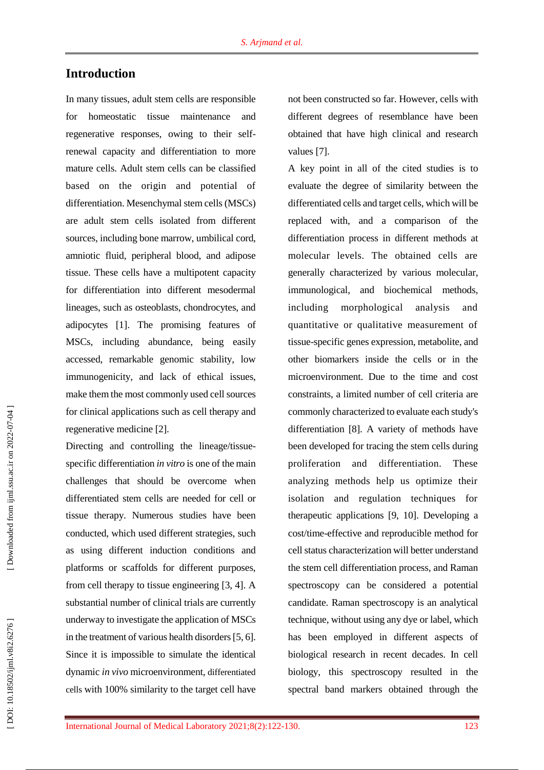## Introduction

In many tissues, adult stem cells are responsible for homeostatic tissue maintenance and regenerative responses, owing to their self-renewal capacity and differentiation to more mature cells. Adult stem cells can be classified based on the origin and potential of differentiation. Mesenchymal stem cells (MSCs) are adult stem cells isolated from different sources, including bone marrow, umbilical cord, amniotic fluid, peripheral blood, and adipose tissue. These cells have a multipotent capacity for differentiation into different mesodermal lineages, such as osteoblasts, chondrocytes, and adipocytes [1]. The promising features of MSCs, including abundance, being easily accessed, remarkable genomic stability, low immunogenicity, and lack of ethical issues, make them the most commonly used cell sources for clinical applications such as cell therapy and regenerative medicine [2].

Directing and controlling the lineage/tissue-specific differentiation *in vitro* is one of the main challenges that should be overcome when differentiated stem cells are needed for cell or tissue therapy. Numerous studies have been conducted, which used different strategies, such as using different induction conditions and platforms or scaffolds for different purposes, from cell therapy to tissue engineering [3, 4]. A substantial number of clinical trials are currently underway to investigate the application of MSCs in the treatment of various health disorders [5, 6]. Since it is impossible to simulate the identical dynamic *in vivo* microenvironment, differentiated cells with 100% similarity to the target cell have not been constructed so far. However, cells with different degrees of resemblance have been obtained that have high clinical and research values [7].

A key point in all of the cited studies is to evaluate the degree of similarity between the differentiated cells and target cells, which will be replaced with, and a comparison of the differentiation process in different methods at molecular levels. The obtained cells are generally characterized by various molecular, immunological, and biochemical methods, including morphological analysis and quantitative or qualitative measurement of tissue-specific genes expression, metabolite, and other biomarkers inside the cells or in the microenvironment. Due to the time and cost constraints, a limited number of cell criteria are commonly characterized to evaluate each study's differentiation [8]. A variety of methods have been developed for tracing the stem cells during proliferation and differentiation. These analyzing methods help us optimize their isolation and regulation techniques for therapeutic applications [9, 10]. Developing a cost/time-effective and reproducible method for cell status characterization will better understand the stem cell differentiation process, and Raman spectroscopy can be considered a potential candidate. Raman spectroscopy is an analytical technique, without using any dye or label, which has been employed in different aspects of biological research in recent decades. In cell biology, this spectroscopy resulted in the spectral band markers obtained through the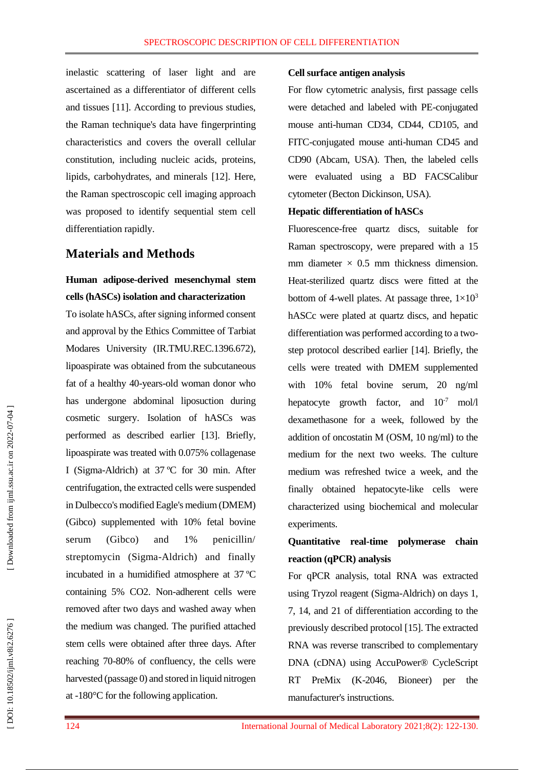inelastic scattering of laser light and are ascertained as a differentiator of different cells and tissues [11]. According to previous studies, the Raman technique's data have fingerprinting characteristics and covers the overall cellular constitution, including nucleic acids, proteins, lipids, carbohydrates, and minerals [12]. Here, the Raman spectroscopic cell imaging approach was proposed to identify sequential stem cell differentiation rapidly.

## Materials and Methods

### Human adipose-derived mesenchymal stem cells (hASCs) isolation and characterization

To isolate hASCs, after signing informed consent and approval by the Ethics Committee of Tarbiat Modares University (IR.TMU.REC.1396.672), lipoaspirate was obtained from the subcutaneous fat of a healthy 40-years-old woman donor who has undergone abdominal liposuction during cosmetic surgery. Isolation of hASCs was performed as described earlier [13]. Briefly, lipoaspirate was treated with 0.075% collagenase I (Sigma-Aldrich) at 37 ºC for 30 min. After centrifugation, the extracted cells were suspended in Dulbecco's modified Eagle's medium (DMEM) (Gibco) supplemented with 10% fetal bovine serum (Gibco) and 1% penicillin/ streptomycin (Sigma-Aldrich) and finally incubated in a humidified atmosphere at 37 ºC containing 5% CO2. Non-adherent cells were removed after two days and washed away when the medium was changed. The purified attached stem cells were obtained after three days. After reaching 70-80% of confluency, the cells were harvested (passage 0) and stored in liquid nitrogen at -180°C for the following application.

### Cell surface antigen analysis

For flow cytometric analysis, first passage cells were detached and labeled with PE-conjugated mouse anti-human CD34, CD44, CD105, and FITC-conjugated mouse anti-human CD45 and CD90 (Abcam, USA). Then, the labeled cells were evaluated using a BD FACSCalibur cytometer (Becton Dickinson, USA).

### Hepatic differentiation of hASCs

Fluorescence-free quartz discs, suitable for Raman spectroscopy, were prepared with a 15 mm diameter × 0.5 mm thickness dimension. Heat-sterilized quartz discs were fitted at the bottom of 4-well plates. At passage three, $1{\times}10^3$ hASCc were plated at quartz discs, and hepatic differentiation was performed according to a two-step protocol described earlier [14]. Briefly, the cells were treated with DMEM supplemented with 10% fetal bovine serum, 20 ng/ml hepatocyte growth factor, and $10^{-7}$ mol/l dexamethasone for a week, followed by the addition of oncostatin M (OSM, 10 ng/ml) to the medium for the next two weeks. The culture medium was refreshed twice a week, and the finally obtained hepatocyte-like cells were characterized using biochemical and molecular experiments.

### Quantitative real-time polymerase chain reaction (qPCR) analysis

For qPCR analysis, total RNA was extracted using Tryzol reagent (Sigma-Aldrich) on days 1, 7, 14, and 21 of differentiation according to the previously described protocol [15]. The extracted RNA was reverse transcribed to complementary DNA (cDNA) using AccuPower® CycleScript RT PreMix (K-2046, Bioneer) per the manufacturer's instructions.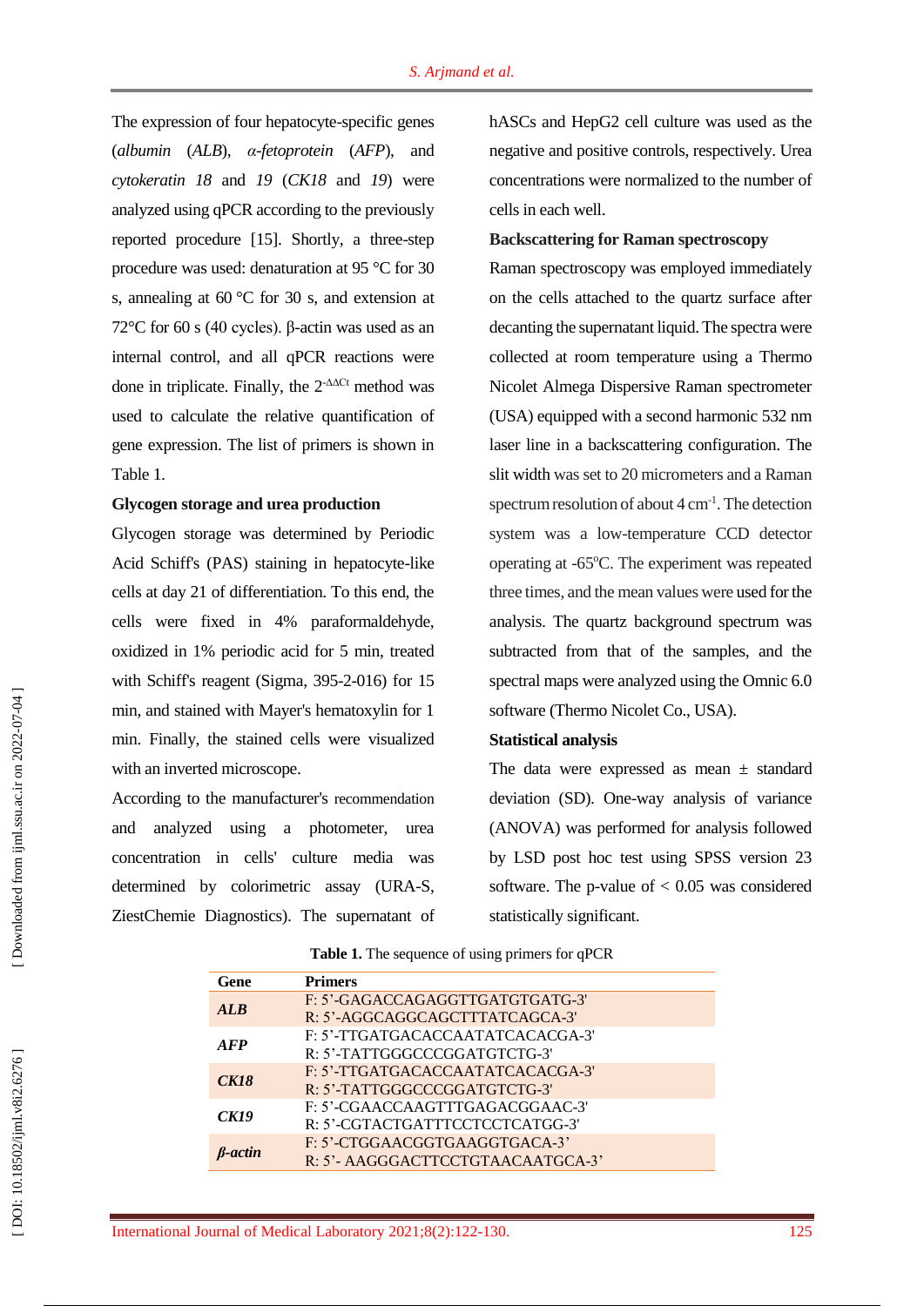The expression of four hepatocyte-specific genes (*albumin* (*ALB*), *α-fetoprotein* (*AFP*), and *cytokeratin 18* and *19* (*CK18* and *19*) were analyzed using qPCR according to the previously reported procedure [15]. Shortly, a three-step procedure was used: denaturation at 95 °C for 30 s, annealing at 60 °C for 30 s, and extension at 72°C for 60 s (40 cycles). β-actin was used as an internal control, and all qPCR reactions were done in triplicate. Finally, the $2^{-\Delta\Delta Ct}$ method was used to calculate the relative quantification of gene expression. The list of primers is shown in Table 1.

**Glycogen storage and urea production**

Glycogen storage was determined by Periodic Acid Schiff's (PAS) staining in hepatocyte-like cells at day 21 of differentiation. To this end, the cells were fixed in 4% paraformaldehyde, oxidized in 1% periodic acid for 5 min, treated with Schiff's reagent (Sigma, 395-2-016) for 15 min, and stained with Mayer's hematoxylin for 1 min. Finally, the stained cells were visualized with an inverted microscope.

According to the manufacturer's recommendation and analyzed using a photometer, urea concentration in cells' culture media was determined by colorimetric assay (URA-S, ZiestChemie Diagnostics). The supernatant of hASCs and HepG2 cell culture was used as the negative and positive controls, respectively. Urea concentrations were normalized to the number of cells in each well.

**Backscattering for Raman spectroscopy**

Raman spectroscopy was employed immediately on the cells attached to the quartz surface after decanting the supernatant liquid. The spectra were collected at room temperature using a Thermo Nicolet Almega Dispersive Raman spectrometer (USA) equipped with a second harmonic 532 nm laser line in a backscattering configuration. The slit width was set to 20 micrometers and a Raman spectrum resolution of about 4 $cm^{-1}$. The detection system was a low-temperature CCD detector operating at -65°C. The experiment was repeated three times, and the mean values were used for the analysis. The quartz background spectrum was subtracted from that of the samples, and the spectral maps were analyzed using the Omnic 6.0 software (Thermo Nicolet Co., USA).

**Statistical analysis**

The data were expressed as mean ± standard deviation (SD). One-way analysis of variance (ANOVA) was performed for analysis followed by LSD post hoc test using SPSS version 23 software. The p-value of < 0.05 was considered statistically significant.

**Table 1.** The sequence of using primers for qPCR

| Gene | Primers |
|---|---|
| ***ALB*** | F: 5'-GAGACCAGAGGTTGATGTGATG-3'<br>R: 5'-AGGCAGGCAGCTTTATCAGCA-3' |
| ***AFP*** | F: 5'-TTGATGACACCAATATCACACGA-3'<br>R: 5'-TATTGGGCCCGGATGTCTG-3' |
| ***CK18*** | F: 5'-TTGATGACACCAATATCACACGA-3'<br>R: 5'-TATTGGGCCCGGATGTCTG-3' |
| ***CK19*** | F: 5'-CGAACCAAGTTTGAGACGGAAC-3'<br>R: 5'-CGTACTGATTTCCTCCTCATGG-3' |
| ***β-actin*** | F: 5'-CTGGAACGGTGAAGGTGACA-3'<br>R: 5'- AAGGGACTTCCTGTAACAATGCA-3' |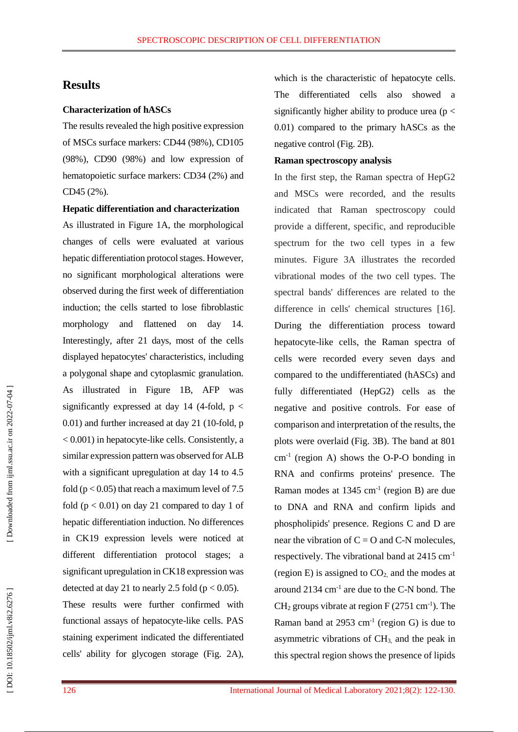## Results

**Characterization of hASCs**

The results revealed the high positive expression of MSCs surface markers: CD44 (98%), CD105 (98%), CD90 (98%) and low expression of hematopoietic surface markers: CD34 (2%) and CD45 (2%).

**Hepatic differentiation and characterization**

As illustrated in Figure 1A, the morphological changes of cells were evaluated at various hepatic differentiation protocol stages. However, no significant morphological alterations were observed during the first week of differentiation induction; the cells started to lose fibroblastic morphology and flattened on day 14. Interestingly, after 21 days, most of the cells displayed hepatocytes' characteristics, including a polygonal shape and cytoplasmic granulation. As illustrated in Figure 1B, AFP was significantly expressed at day 14 (4-fold, $p < 0.01$) and further increased at day 21 (10-fold, $p < 0.001$) in hepatocyte-like cells. Consistently, a similar expression pattern was observed for ALB with a significant upregulation at day 14 to 4.5 fold ($p < 0.05$) that reach a maximum level of 7.5 fold ($p < 0.01$) on day 21 compared to day 1 of hepatic differentiation induction. No differences in CK19 expression levels were noticed at different differentiation protocol stages; a significant upregulation in CK18 expression was detected at day 21 to nearly 2.5 fold ($p < 0.05$).

These results were further confirmed with functional assays of hepatocyte-like cells. PAS staining experiment indicated the differentiated cells' ability for glycogen storage (Fig. 2A), which is the characteristic of hepatocyte cells. The differentiated cells also showed a significantly higher ability to produce urea ($p < 0.01$) compared to the primary hASCs as the negative control (Fig. 2B).

**Raman spectroscopy analysis**

In the first step, the Raman spectra of HepG2 and MSCs were recorded, and the results indicated that Raman spectroscopy could provide a different, specific, and reproducible spectrum for the two cell types in a few minutes. Figure 3A illustrates the recorded vibrational modes of the two cell types. The spectral bands' differences are related to the difference in cells' chemical structures [16]. During the differentiation process toward hepatocyte-like cells, the Raman spectra of cells were recorded every seven days and compared to the undifferentiated (hASCs) and fully differentiated (HepG2) cells as the negative and positive controls. For ease of comparison and interpretation of the results, the plots were overlaid (Fig. 3B). The band at 801 $cm^{-1}$ (region A) shows the O-P-O bonding in RNA and confirms proteins' presence. The Raman modes at 1345 $cm^{-1}$ (region B) are due to DNA and RNA and confirm lipids and phospholipids' presence. Regions C and D are near the vibration of C = O and C-N molecules, respectively. The vibrational band at 2415 $cm^{-1}$ (region E) is assigned to $CO_2$, and the modes at around 2134 $cm^{-1}$ are due to the C-N bond. The $CH_2$ groups vibrate at region F (2751 $cm^{-1}$). The Raman band at 2953 $cm^{-1}$ (region G) is due to asymmetric vibrations of $CH_3$, and the peak in this spectral region shows the presence of lipids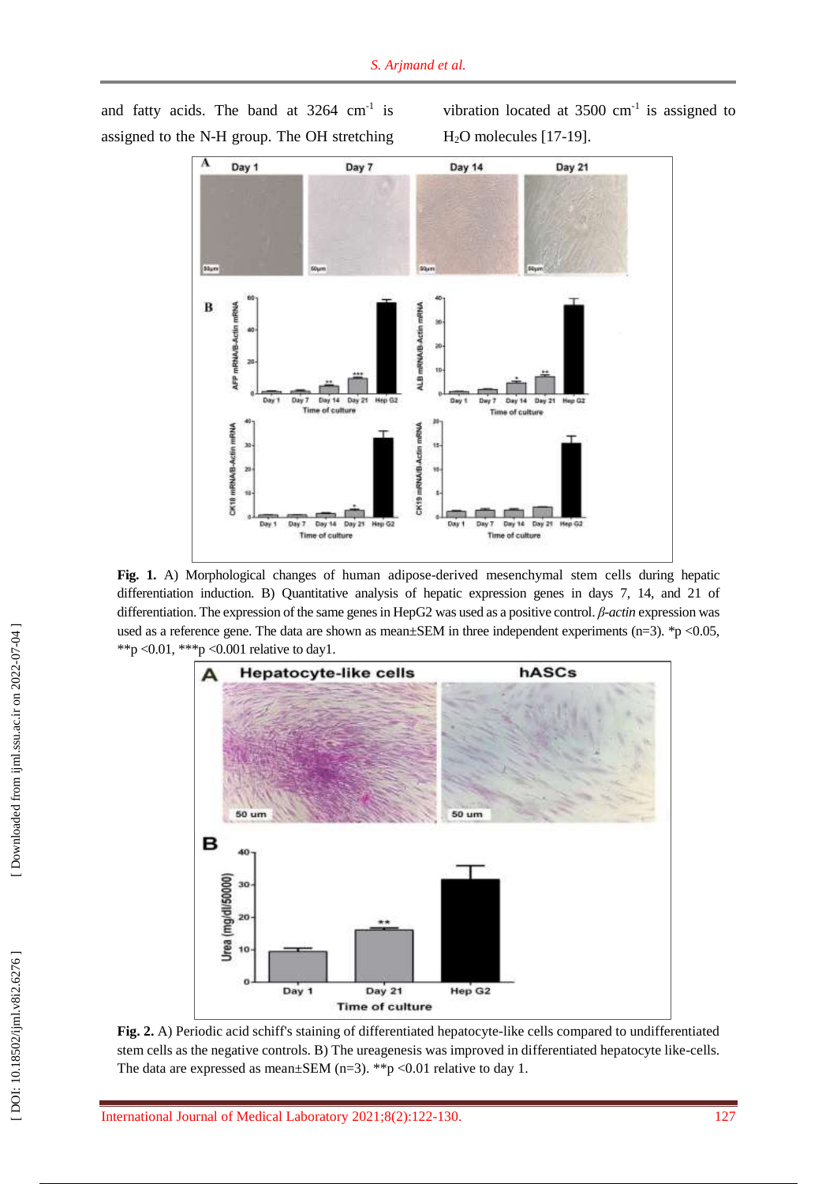and fatty acids. The band at 3264 $cm^{-1}$ is assigned to the N-H group. The OH stretching vibration located at 3500 $cm^{-1}$ is assigned to $H_2O$ molecules [17-19].

**Fig. 1.** A) Morphological changes of human adipose-derived mesenchymal stem cells during hepatic differentiation induction. B) Quantitative analysis of hepatic expression genes in days 7, 14, and 21 of differentiation. The expression of the same genes in HepG2 was used as a positive control. *β-actin* expression was used as a reference gene. The data are shown as mean±SEM in three independent experiments (n=3). *p <0.05, **p <0.01, ***p <0.001 relative to day1.

**Fig. 2.** A) Periodic acid schiff's staining of differentiated hepatocyte-like cells compared to undifferentiated stem cells as the negative controls. B) The ureagenesis was improved in differentiated hepatocyte like-cells. The data are expressed as mean±SEM (n=3). **p <0.01 relative to day 1.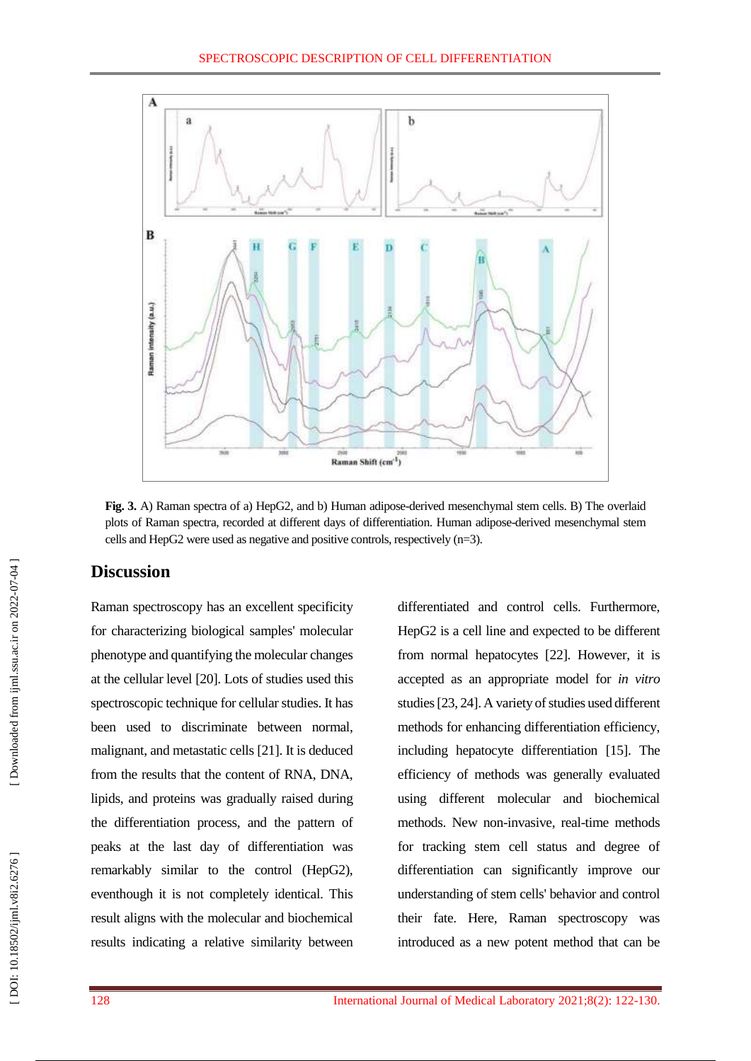**Fig. 3.** A) Raman spectra of a) HepG2, and b) Human adipose-derived mesenchymal stem cells. B) The overlaid plots of Raman spectra, recorded at different days of differentiation. Human adipose-derived mesenchymal stem cells and HepG2 were used as negative and positive controls, respectively (n=3).

## Discussion

Raman spectroscopy has an excellent specificity for characterizing biological samples' molecular phenotype and quantifying the molecular changes at the cellular level [20]. Lots of studies used this spectroscopic technique for cellular studies. It has been used to discriminate between normal, malignant, and metastatic cells [21]. It is deduced from the results that the content of RNA, DNA, lipids, and proteins was gradually raised during the differentiation process, and the pattern of peaks at the last day of differentiation was remarkably similar to the control (HepG2), eventhough it is not completely identical. This result aligns with the molecular and biochemical results indicating a relative similarity between differentiated and control cells. Furthermore, HepG2 is a cell line and expected to be different from normal hepatocytes [22]. However, it is accepted as an appropriate model for *in vitro* studies [23, 24]. A variety of studies used different methods for enhancing differentiation efficiency, including hepatocyte differentiation [15]. The efficiency of methods was generally evaluated using different molecular and biochemical methods. New non-invasive, real-time methods for tracking stem cell status and degree of differentiation can significantly improve our understanding of stem cells' behavior and control their fate. Here, Raman spectroscopy was introduced as a new potent method that can be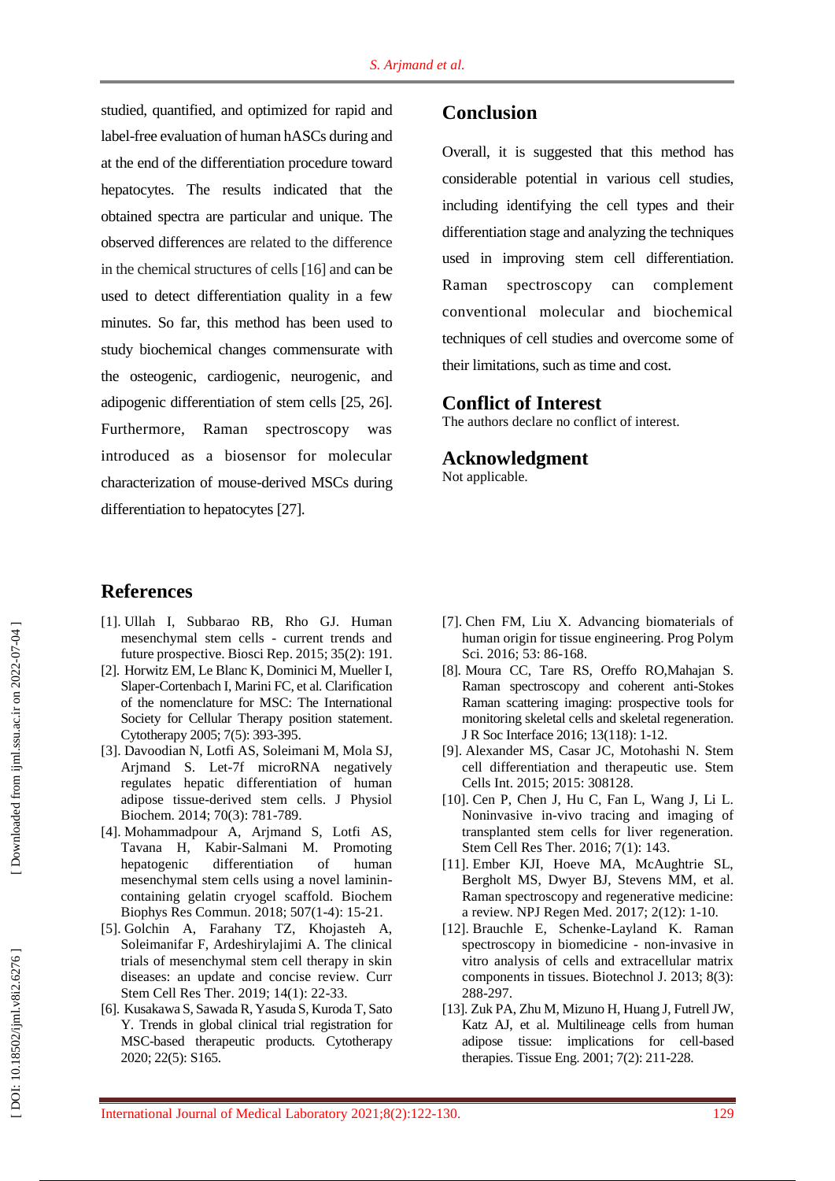studied, quantified, and optimized for rapid and label-free evaluation of human hASCs during and at the end of the differentiation procedure toward hepatocytes. The results indicated that the obtained spectra are particular and unique. The observed differences are related to the difference in the chemical structures of cells [16] and can be used to detect differentiation quality in a few minutes. So far, this method has been used to study biochemical changes commensurate with the osteogenic, cardiogenic, neurogenic, and adipogenic differentiation of stem cells [25, 26]. Furthermore, Raman spectroscopy was introduced as a biosensor for molecular characterization of mouse-derived MSCs during differentiation to hepatocytes [27].

## Conclusion

Overall, it is suggested that this method has considerable potential in various cell studies, including identifying the cell types and their differentiation stage and analyzing the techniques used in improving stem cell differentiation. Raman spectroscopy can complement conventional molecular and biochemical techniques of cell studies and overcome some of their limitations, such as time and cost.

## Conflict of Interest

The authors declare no conflict of interest.

## Acknowledgment

Not applicable.

## References

[1]. Ullah I, Subbarao RB, Rho GJ. Human mesenchymal stem cells - current trends and future prospective. Biosci Rep. 2015; 35(2): 191.

[2]. Horwitz EM, Le Blanc K, Dominici M, Mueller I, Slaper-Cortenbach I, Marini FC, et al. Clarification of the nomenclature for MSC: The International Society for Cellular Therapy position statement. Cytotherapy 2005; 7(5): 393-395.

[3]. Davoodian N, Lotfi AS, Soleimani M, Mola SJ, Arjmand S. Let-7f microRNA negatively regulates hepatic differentiation of human adipose tissue-derived stem cells. J Physiol Biochem. 2014; 70(3): 781-789.

[4]. Mohammadpour A, Arjmand S, Lotfi AS, Tavana H, Kabir-Salmani M. Promoting hepatogenic differentiation of human mesenchymal stem cells using a novel laminin-containing gelatin cryogel scaffold. Biochem Biophys Res Commun. 2018; 507(1-4): 15-21.

[5]. Golchin A, Farahany TZ, Khojasteh A, Soleimanifar F, Ardeshirylajimi A. The clinical trials of mesenchymal stem cell therapy in skin diseases: an update and concise review. Curr Stem Cell Res Ther. 2019; 14(1): 22-33.

[6]. Kusakawa S, Sawada R, Yasuda S, Kuroda T, Sato Y. Trends in global clinical trial registration for MSC-based therapeutic products. Cytotherapy 2020; 22(5): S165.

[7]. Chen FM, Liu X. Advancing biomaterials of human origin for tissue engineering. Prog Polym Sci. 2016; 53: 86-168.

[8]. Moura CC, Tare RS, Oreffo RO,Mahajan S. Raman spectroscopy and coherent anti-Stokes Raman scattering imaging: prospective tools for monitoring skeletal cells and skeletal regeneration. J R Soc Interface 2016; 13(118): 1-12.

[9]. Alexander MS, Casar JC, Motohashi N. Stem cell differentiation and therapeutic use. Stem Cells Int. 2015; 2015: 308128.

[10]. Cen P, Chen J, Hu C, Fan L, Wang J, Li L. Noninvasive in-vivo tracing and imaging of transplanted stem cells for liver regeneration. Stem Cell Res Ther. 2016; 7(1): 143.

[11]. Ember KJI, Hoeve MA, McAughtrie SL, Bergholt MS, Dwyer BJ, Stevens MM, et al. Raman spectroscopy and regenerative medicine: a review. NPJ Regen Med. 2017; 2(12): 1-10.

[12]. Brauchle E, Schenke-Layland K. Raman spectroscopy in biomedicine - non-invasive in vitro analysis of cells and extracellular matrix components in tissues. Biotechnol J. 2013; 8(3): 288-297.

[13]. Zuk PA, Zhu M, Mizuno H, Huang J, Futrell JW, Katz AJ, et al. Multilineage cells from human adipose tissue: implications for cell-based therapies. Tissue Eng. 2001; 7(2): 211-228.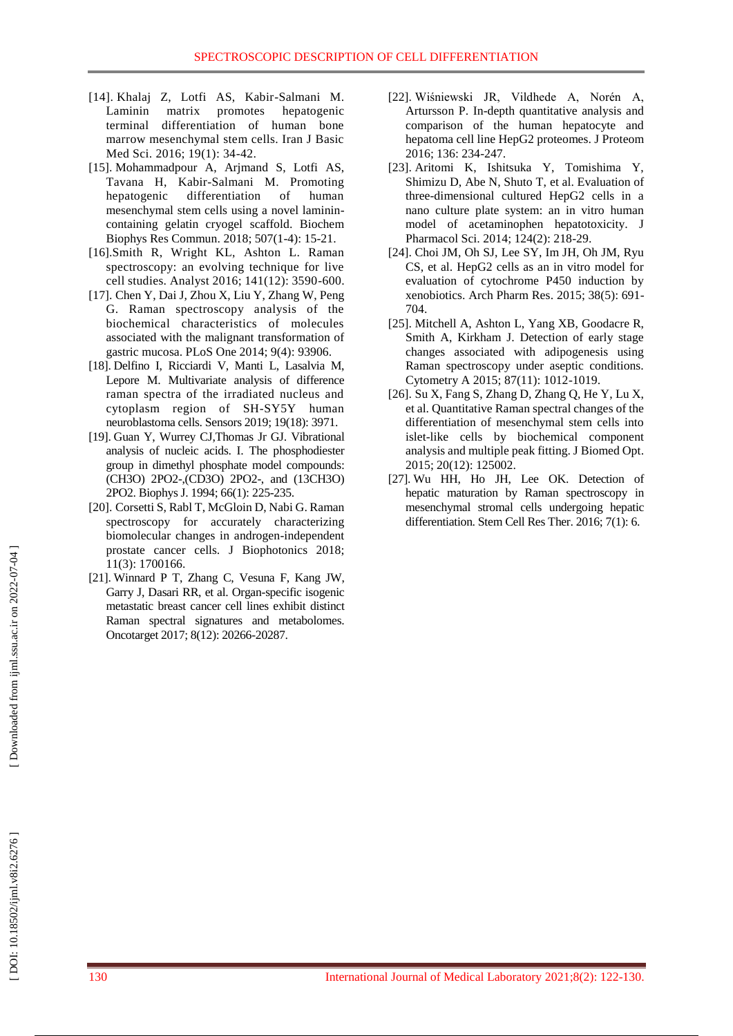[14]. Khalaj Z, Lotfi AS, Kabir-Salmani M. Laminin matrix promotes hepatogenic terminal differentiation of human bone marrow mesenchymal stem cells. Iran J Basic Med Sci. 2016; 19(1): 34-42.

[15]. Mohammadpour A, Arjmand S, Lotfi AS, Tavana H, Kabir-Salmani M. Promoting hepatogenic differentiation of human mesenchymal stem cells using a novel laminin-containing gelatin cryogel scaffold. Biochem Biophys Res Commun. 2018; 507(1-4): 15-21.

[16].Smith R, Wright KL, Ashton L. Raman spectroscopy: an evolving technique for live cell studies. Analyst 2016; 141(12): 3590-600.

[17]. Chen Y, Dai J, Zhou X, Liu Y, Zhang W, Peng G. Raman spectroscopy analysis of the biochemical characteristics of molecules associated with the malignant transformation of gastric mucosa. PLoS One 2014; 9(4): 93906.

[18]. Delfino I, Ricciardi V, Manti L, Lasalvia M, Lepore M. Multivariate analysis of difference raman spectra of the irradiated nucleus and cytoplasm region of SH-SY5Y human neuroblastoma cells. Sensors 2019; 19(18): 3971.

[19]. Guan Y, Wurrey CJ,Thomas Jr GJ. Vibrational analysis of nucleic acids. I. The phosphodiester group in dimethyl phosphate model compounds: (CH3O) 2PO2-,(CD3O) 2PO2-, and (13CH3O) 2PO2. Biophys J. 1994; 66(1): 225-235.

[20]. Corsetti S, Rabl T, McGloin D, Nabi G. Raman spectroscopy for accurately characterizing biomolecular changes in androgen-independent prostate cancer cells. J Biophotonics 2018; 11(3): 1700166.

[21]. Winnard P T, Zhang C, Vesuna F, Kang JW, Garry J, Dasari RR, et al. Organ-specific isogenic metastatic breast cancer cell lines exhibit distinct Raman spectral signatures and metabolomes. Oncotarget 2017; 8(12): 20266-20287.

[22]. Wiśniewski JR, Vildhede A, Norén A, Artursson P. In-depth quantitative analysis and comparison of the human hepatocyte and hepatoma cell line HepG2 proteomes. J Proteom 2016; 136: 234-247.

[23]. Aritomi K, Ishitsuka Y, Tomishima Y, Shimizu D, Abe N, Shuto T, et al. Evaluation of three-dimensional cultured HepG2 cells in a nano culture plate system: an in vitro human model of acetaminophen hepatotoxicity. J Pharmacol Sci. 2014; 124(2): 218-29.

[24]. Choi JM, Oh SJ, Lee SY, Im JH, Oh JM, Ryu CS, et al. HepG2 cells as an in vitro model for evaluation of cytochrome P450 induction by xenobiotics. Arch Pharm Res. 2015; 38(5): 691-704.

[25]. Mitchell A, Ashton L, Yang XB, Goodacre R, Smith A, Kirkham J. Detection of early stage changes associated with adipogenesis using Raman spectroscopy under aseptic conditions. Cytometry A 2015; 87(11): 1012-1019.

[26]. Su X, Fang S, Zhang D, Zhang Q, He Y, Lu X, et al. Quantitative Raman spectral changes of the differentiation of mesenchymal stem cells into islet-like cells by biochemical component analysis and multiple peak fitting. J Biomed Opt. 2015; 20(12): 125002.

[27]. Wu HH, Ho JH, Lee OK. Detection of hepatic maturation by Raman spectroscopy in mesenchymal stromal cells undergoing hepatic differentiation. Stem Cell Res Ther. 2016; 7(1): 6.